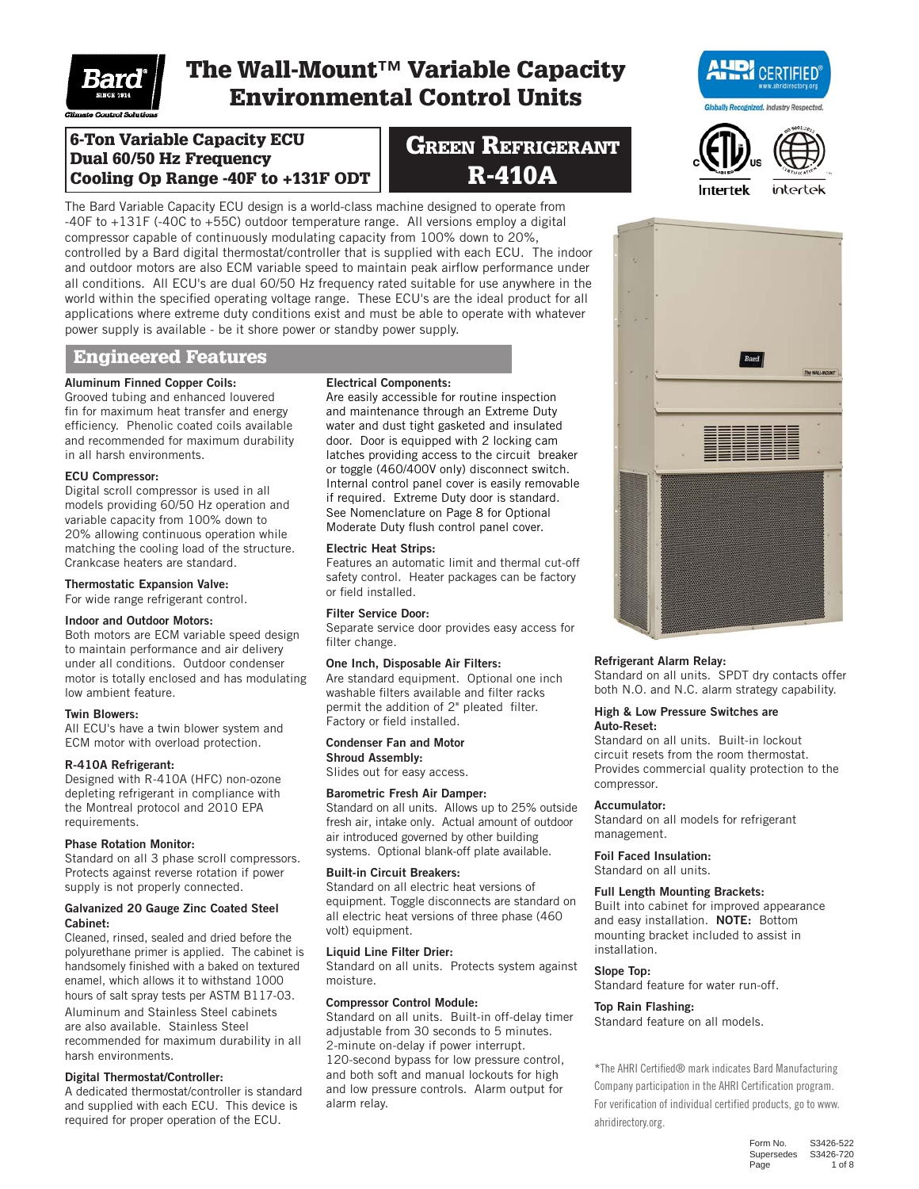# The Wall-Mount™ Variable Capacity Environmental Control Units

**6-Ton Variable Capacity ECU**
**Dual 60/50 Hz Frequency**
**Cooling Op Range -40F to +131F ODT**

**GREEN REFRIGERANT R-410A**

The Bard Variable Capacity ECU design is a world-class machine designed to operate from -40F to +131F (-40C to +55C) outdoor temperature range. All versions employ a digital compressor capable of continuously modulating capacity from 100% down to 20%, controlled by a Bard digital thermostat/controller that is supplied with each ECU. The indoor and outdoor motors are also ECM variable speed to maintain peak airflow performance under all conditions. All ECU's are dual 60/50 Hz frequency rated suitable for use anywhere in the world within the specified operating voltage range. These ECU's are the ideal product for all applications where extreme duty conditions exist and must be able to operate with whatever power supply is available - be it shore power or standby power supply.

## Engineered Features

**Aluminum Finned Copper Coils:**
Grooved tubing and enhanced louvered fin for maximum heat transfer and energy efficiency. Phenolic coated coils available and recommended for maximum durability in all harsh environments.

**ECU Compressor:**
Digital scroll compressor is used in all models providing 60/50 Hz operation and variable capacity from 100% down to 20% allowing continuous operation while matching the cooling load of the structure. Crankcase heaters are standard.

**Thermostatic Expansion Valve:**
For wide range refrigerant control.

**Indoor and Outdoor Motors:**
Both motors are ECM variable speed design to maintain performance and air delivery under all conditions. Outdoor condenser motor is totally enclosed and has modulating low ambient feature.

**Twin Blowers:**
All ECU's have a twin blower system and ECM motor with overload protection.

**R-410A Refrigerant:**
Designed with R-410A (HFC) non-ozone depleting refrigerant in compliance with the Montreal protocol and 2010 EPA requirements.

**Phase Rotation Monitor:**
Standard on all 3 phase scroll compressors. Protects against reverse rotation if power supply is not properly connected.

**Galvanized 20 Gauge Zinc Coated Steel Cabinet:**
Cleaned, rinsed, sealed and dried before the polyurethane primer is applied. The cabinet is handsomely finished with a baked on textured enamel, which allows it to withstand 1000 hours of salt spray tests per ASTM B117-03. Aluminum and Stainless Steel cabinets are also available. Stainless Steel recommended for maximum durability in all harsh environments.

**Digital Thermostat/Controller:**
A dedicated thermostat/controller is standard and supplied with each ECU. This device is required for proper operation of the ECU.

**Electrical Components:**
Are easily accessible for routine inspection and maintenance through an Extreme Duty water and dust tight gasketed and insulated door. Door is equipped with 2 locking cam latches providing access to the circuit breaker or toggle (460/400V only) disconnect switch. Internal control panel cover is easily removable if required. Extreme Duty door is standard. See Nomenclature on Page 8 for Optional Moderate Duty flush control panel cover.

**Electric Heat Strips:**
Features an automatic limit and thermal cut-off safety control. Heater packages can be factory or field installed.

**Filter Service Door:**
Separate service door provides easy access for filter change.

**One Inch, Disposable Air Filters:**
Are standard equipment. Optional one inch washable filters available and filter racks permit the addition of 2" pleated filter. Factory or field installed.

**Condenser Fan and Motor Shroud Assembly:**
Slides out for easy access.

**Barometric Fresh Air Damper:**
Standard on all units. Allows up to 25% outside fresh air, intake only. Actual amount of outdoor air introduced governed by other building systems. Optional blank-off plate available.

**Built-in Circuit Breakers:**
Standard on all electric heat versions of equipment. Toggle disconnects are standard on all electric heat versions of three phase (460 volt) equipment.

**Liquid Line Filter Drier:**
Standard on all units. Protects system against moisture.

**Compressor Control Module:**
Standard on all units. Built-in off-delay timer adjustable from 30 seconds to 5 minutes. 2-minute on-delay if power interrupt. 120-second bypass for low pressure control, and both soft and manual lockouts for high and low pressure controls. Alarm output for alarm relay.

**Refrigerant Alarm Relay:**
Standard on all units. SPDT dry contacts offer both N.O. and N.C. alarm strategy capability.

**High & Low Pressure Switches are Auto-Reset:**
Standard on all units. Built-in lockout circuit resets from the room thermostat. Provides commercial quality protection to the compressor.

**Accumulator:**
Standard on all models for refrigerant management.

**Foil Faced Insulation:**
Standard on all units.

**Full Length Mounting Brackets:**
Built into cabinet for improved appearance and easy installation. **NOTE:** Bottom mounting bracket included to assist in installation.

**Slope Top:**
Standard feature for water run-off.

**Top Rain Flashing:**
Standard feature on all models.

*The AHRI Certified® mark indicates Bard Manufacturing Company participation in the AHRI Certification program. For verification of individual certified products, go to www.ahridirectory.org.

Form No. S3426-522
Supersedes S3426-720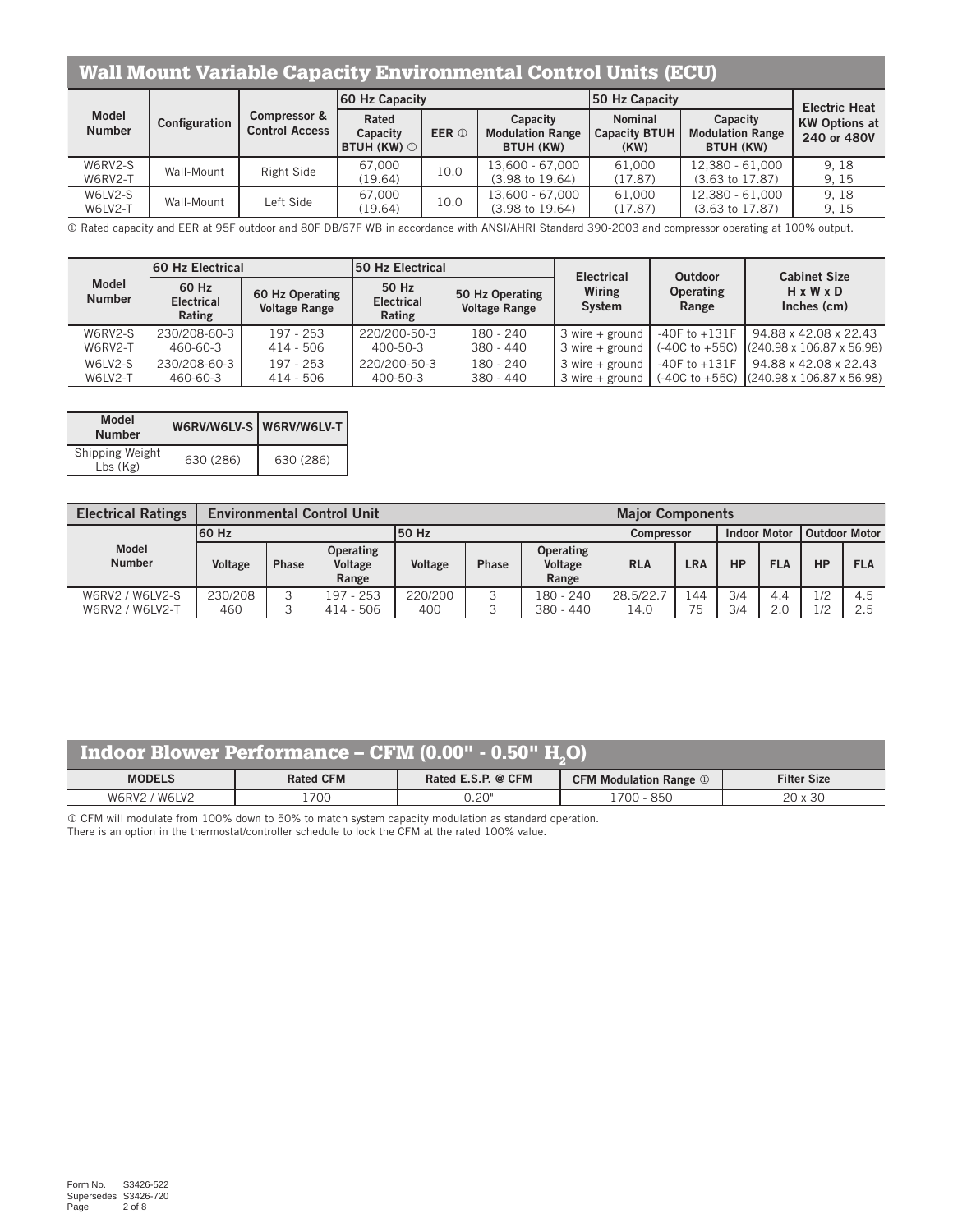## Wall Mount Variable Capacity Environmental Control Units (ECU)

| Model Number | Configuration | Compressor & Control Access | 60 Hz Capacity | | | 50 Hz Capacity | | Electric Heat |
|---|---|---|---|---|---|---|---|---|
| | | | Rated Capacity BTUH (KW) ① | EER ① | Capacity Modulation Range BTUH (KW) | Nominal Capacity BTUH (KW) | Capacity Modulation Range BTUH (KW) | KW Options at 240 or 480V |
| W6RV2-S<br>W6RV2-T | Wall-Mount | Right Side | 67,000 (19.64) | 10.0 | 13,600 - 67,000 (3.98 to 19.64) | 61,000 (17.87) | 12,380 - 61,000 (3.63 to 17.87) | 9, 18<br>9, 15 |
| W6LV2-S<br>W6LV2-T | Wall-Mount | Left Side | 67,000 (19.64) | 10.0 | 13,600 - 67,000 (3.98 to 19.64) | 61,000 (17.87) | 12,380 - 61,000 (3.63 to 17.87) | 9, 18<br>9, 15 |

① Rated capacity and EER at 95F outdoor and 80F DB/67F WB in accordance with ANSI/AHRI Standard 390-2003 and compressor operating at 100% output.

| Model Number | 60 Hz Electrical | | 50 Hz Electrical | | Electrical Wiring System | Outdoor Operating Range | Cabinet Size H x W x D Inches (cm) |
|---|---|---|---|---|---|---|---|
| | 60 Hz Electrical Rating | 60 Hz Operating Voltage Range | 50 Hz Electrical Rating | 50 Hz Operating Voltage Range | | | |
| W6RV2-S<br>W6RV2-T | 230/208-60-3<br>460-60-3 | 197 - 253<br>414 - 506 | 220/200-50-3<br>400-50-3 | 180 - 240<br>380 - 440 | 3 wire + ground<br>3 wire + ground | -40F to +131F<br>(-40C to +55C) | 94.88 x 42.08 x 22.43<br>(240.98 x 106.87 x 56.98) |
| W6LV2-S<br>W6LV2-T | 230/208-60-3<br>460-60-3 | 197 - 253<br>414 - 506 | 220/200-50-3<br>400-50-3 | 180 - 240<br>380 - 440 | 3 wire + ground<br>3 wire + ground | -40F to +131F<br>(-40C to +55C) | 94.88 x 42.08 x 22.43<br>(240.98 x 106.87 x 56.98) |

| Model Number | W6RV/W6LV-S | W6RV/W6LV-T |
|---|---|---|
| Shipping Weight Lbs (Kg) | 630 (286) | 630 (286) |

| Electrical Ratings | Environmental Control Unit | | | | | | Major Components | | | | | |
|---|---|---|---|---|---|---|---|---|---|---|---|---|
| | 60 Hz | | | 50 Hz | | | Compressor | | Indoor Motor | | Outdoor Motor | |
| Model Number | Voltage | Phase | Operating Voltage Range | Voltage | Phase | Operating Voltage Range | RLA | LRA | HP | FLA | HP | FLA |
| W6RV2 / W6LV2-S | 230/208 | 3 | 197 - 253 | 220/200 | 3 | 180 - 240 | 28.5/22.7 | 144 | 3/4 | 4.4 | 1/2 | 4.5 |
| W6RV2 / W6LV2-T | 460 | 3 | 414 - 506 | 400 | 3 | 380 - 440 | 14.0 | 75 | 3/4 | 2.0 | 1/2 | 2.5 |

## Indoor Blower Performance – CFM (0.00" - 0.50" $H_2O$)

| MODELS | Rated CFM | Rated E.S.P. @ CFM | CFM Modulation Range ① | Filter Size |
|---|---|---|---|---|
| W6RV2 / W6LV2 | 1700 | 0.20" | 1700 - 850 | 20 x 30 |

① CFM will modulate from 100% down to 50% to match system capacity modulation as standard operation.
There is an option in the thermostat/controller schedule to lock the CFM at the rated 100% value.

Form No. S3426-522
Supersedes S3426-720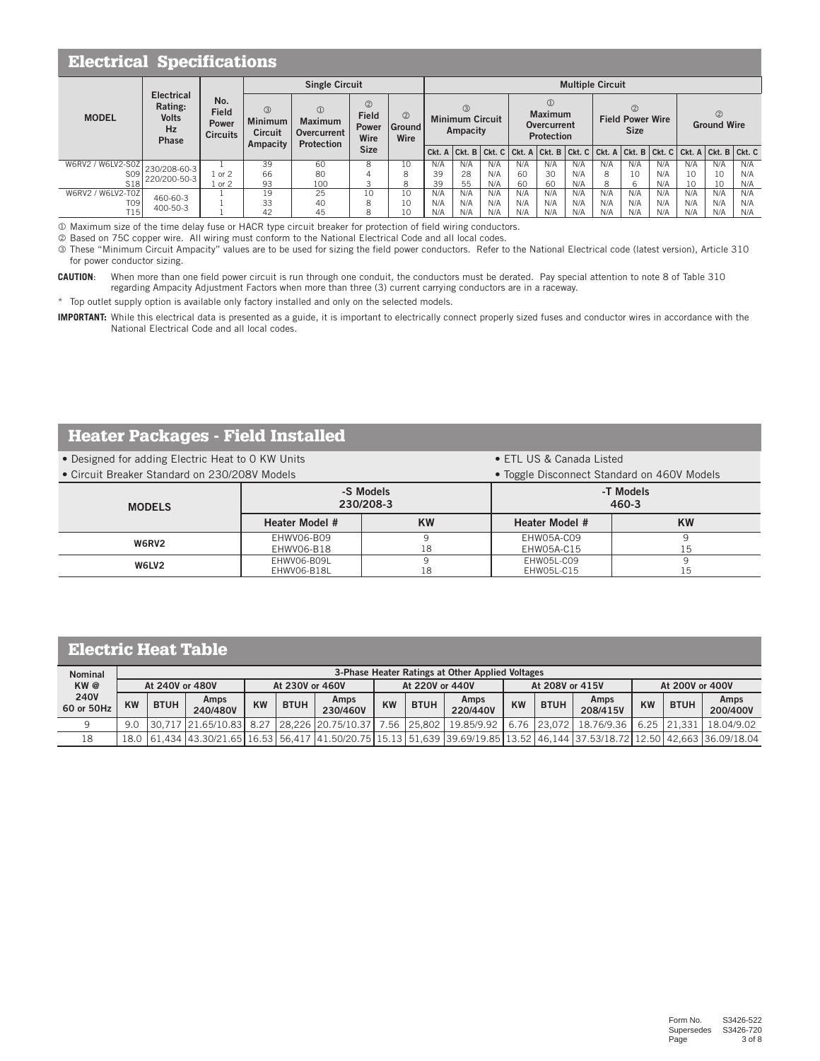## Electrical Specifications

| MODEL | Electrical Rating: Volts Hz Phase | No. Field Power Circuits | Single Circuit | | | | Multiple Circuit | | | | | | | | | | | |
|---|---|---|---|---|---|---|---|---|---|---|---|---|---|---|---|---|---|---|
| | | | ③ Minimum Circuit Ampacity | ① Maximum Overcurrent Protection | ② Field Power Wire Size | ② Ground Wire | ③ Minimum Circuit Ampacity | | | ① Maximum Overcurrent Protection | | | ② Field Power Wire Size | | | ② Ground Wire | | |
| | | | | | | | Ckt. A | Ckt. B | Ckt. C | Ckt. A | Ckt. B | Ckt. C | Ckt. A | Ckt. B | Ckt. C | Ckt. A | Ckt. B | Ckt. C |
| W6RV2 / W6LV2-S0Z | 230/208-60-3 220/200-50-3 | 1 | 39 | 60 | 8 | 10 | N/A | N/A | N/A | N/A | N/A | N/A | N/A | N/A | N/A | N/A | N/A | N/A |
| S09 | | 1 or 2 | 66 | 80 | 4 | 8 | 39 | 28 | N/A | 60 | 30 | N/A | 8 | 10 | N/A | 10 | 10 | N/A |
| S18 | | 1 or 2 | 93 | 100 | 3 | 8 | 39 | 55 | N/A | 60 | 60 | N/A | 8 | 6 | N/A | 10 | 10 | N/A |
| W6RV2 / W6LV2-T0Z | 460-60-3 400-50-3 | 1 | 19 | 25 | 10 | 10 | N/A | N/A | N/A | N/A | N/A | N/A | N/A | N/A | N/A | N/A | N/A | N/A |
| T09 | | 1 | 33 | 40 | 8 | 10 | N/A | N/A | N/A | N/A | N/A | N/A | N/A | N/A | N/A | N/A | N/A | N/A |
| T15 | | 1 | 42 | 45 | 8 | 10 | N/A | N/A | N/A | N/A | N/A | N/A | N/A | N/A | N/A | N/A | N/A | N/A |

① Maximum size of the time delay fuse or HACR type circuit breaker for protection of field wiring conductors.

② Based on 75C copper wire. All wiring must conform to the National Electrical Code and all local codes.

③ These "Minimum Circuit Ampacity" values are to be used for sizing the field power conductors. Refer to the National Electrical code (latest version), Article 310 for power conductor sizing.

**CAUTION**: When more than one field power circuit is run through one conduit, the conductors must be derated. Pay special attention to note 8 of Table 310 regarding Ampacity Adjustment Factors when more than three (3) current carrying conductors are in a raceway.

* Top outlet supply option is available only factory installed and only on the selected models.

**IMPORTANT:** While this electrical data is presented as a guide, it is important to electrically connect properly sized fuses and conductor wires in accordance with the National Electrical Code and all local codes.

## Heater Packages - Field Installed

- Designed for adding Electric Heat to 0 KW Units
- Circuit Breaker Standard on 230/208V Models
- ETL US & Canada Listed
- Toggle Disconnect Standard on 460V Models

| MODELS | -S Models 230/208-3 | | -T Models 460-3 | |
|---|---|---|---|---|
| | Heater Model # | KW | Heater Model # | KW |
| W6RV2 | EHWV06-B09<br>EHWV06-B18 | 9<br>18 | EHW05A-C09<br>EHW05A-C15 | 9<br>15 |
| W6LV2 | EHWV06-B09L<br>EHWV06-B18L | 9<br>18 | EHW05L-C09<br>EHW05L-C15 | 9<br>15 |

## Electric Heat Table

| Nominal KW @ 240V 60 or 50Hz | 3-Phase Heater Ratings at Other Applied Voltages | | | | | | | | | | | | | | |
|---|---|---|---|---|---|---|---|---|---|---|---|---|---|---|---|
| | At 240V or 480V | | | At 230V or 460V | | | At 220V or 440V | | | At 208V or 415V | | | At 200V or 400V | | |
| | KW | BTUH | Amps 240/480V | KW | BTUH | Amps 230/460V | KW | BTUH | Amps 220/440V | KW | BTUH | Amps 208/415V | KW | BTUH | Amps 200/400V |
| 9 | 9.0 | 30,717 | 21.65/10.83 | 8.27 | 28,226 | 20.75/10.37 | 7.56 | 25,802 | 19.85/9.92 | 6.76 | 23,072 | 18.76/9.36 | 6.25 | 21,331 | 18.04/9.02 |
| 18 | 18.0 | 61,434 | 43.30/21.65 | 16.53 | 56,417 | 41.50/20.75 | 15.13 | 51,639 | 39.69/19.85 | 13.52 | 46,144 | 37.53/18.72 | 12.50 | 42,663 | 36.09/18.04 |

Form No. S3426-522
Supersedes S3426-720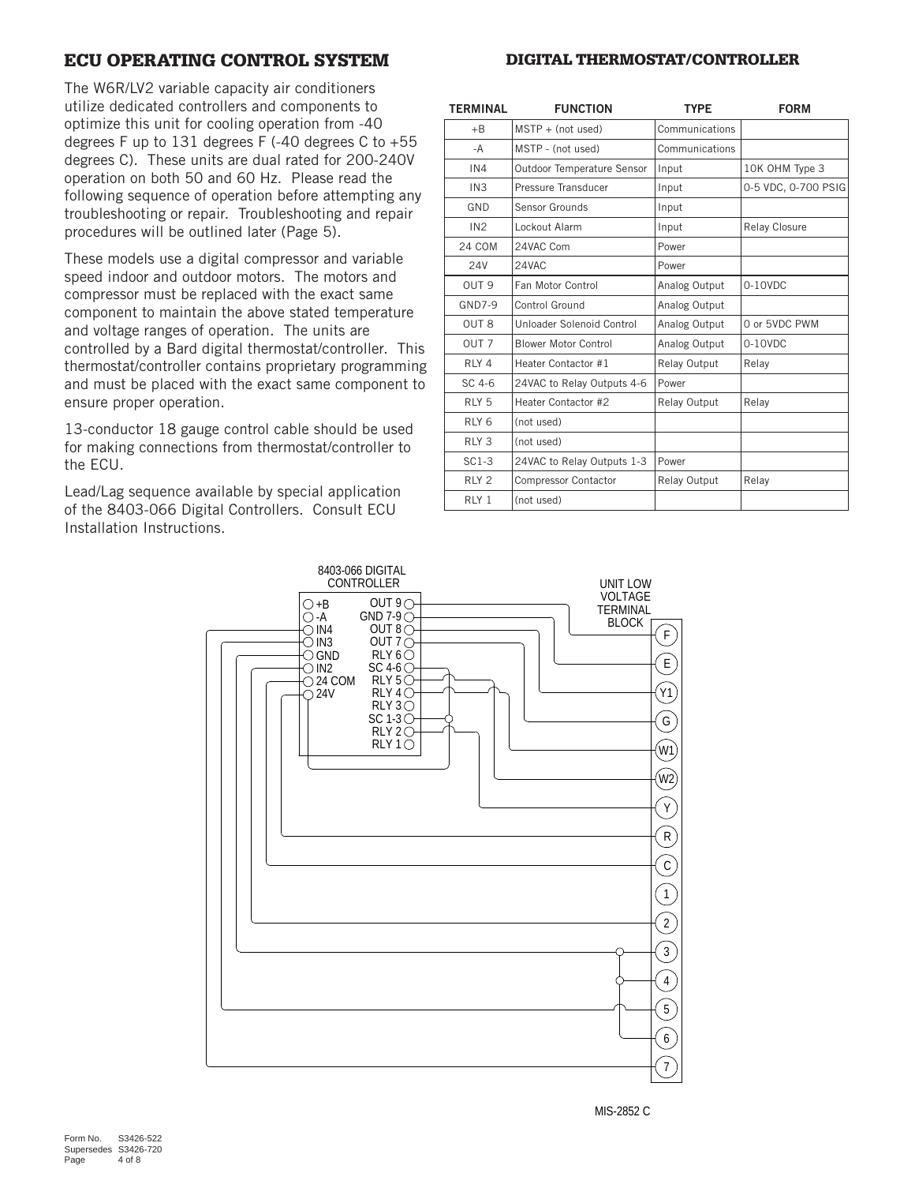## ECU OPERATING CONTROL SYSTEM

The W6R/LV2 variable capacity air conditioners utilize dedicated controllers and components to optimize this unit for cooling operation from -40 degrees F up to 131 degrees F (-40 degrees C to +55 degrees C). These units are dual rated for 200-240V operation on both 50 and 60 Hz. Please read the following sequence of operation before attempting any troubleshooting or repair. Troubleshooting and repair procedures will be outlined later (Page 5).

These models use a digital compressor and variable speed indoor and outdoor motors. The motors and compressor must be replaced with the exact same component to maintain the above stated temperature and voltage ranges of operation. The units are controlled by a Bard digital thermostat/controller. This thermostat/controller contains proprietary programming and must be placed with the exact same component to ensure proper operation.

13-conductor 18 gauge control cable should be used for making connections from thermostat/controller to the ECU.

Lead/Lag sequence available by special application of the 8403-066 Digital Controllers. Consult ECU Installation Instructions.

## DIGITAL THERMOSTAT/CONTROLLER

| TERMINAL | FUNCTION | TYPE | FORM |
|---|---|---|---|
| +B | MSTP + (not used) | Communications | |
| -A | MSTP - (not used) | Communications | |
| IN4 | Outdoor Temperature Sensor | Input | 10K OHM Type 3 |
| IN3 | Pressure Transducer | Input | 0-5 VDC, 0-700 PSIG |
| GND | Sensor Grounds | Input | |
| IN2 | Lockout Alarm | Input | Relay Closure |
| 24 COM | 24VAC Com | Power | |
| 24V | 24VAC | Power | |
| OUT 9 | Fan Motor Control | Analog Output | 0-10VDC |
| GND7-9 | Control Ground | Analog Output | |
| OUT 8 | Unloader Solenoid Control | Analog Output | 0 or 5VDC PWM |
| OUT 7 | Blower Motor Control | Analog Output | 0-10VDC |
| RLY 4 | Heater Contactor #1 | Relay Output | Relay |
| SC 4-6 | 24VAC to Relay Outputs 4-6 | Power | |
| RLY 5 | Heater Contactor #2 | Relay Output | Relay |
| RLY 6 | (not used) | | |
| RLY 3 | (not used) | | |
| SC1-3 | 24VAC to Relay Outputs 1-3 | Power | |
| RLY 2 | Compressor Contactor | Relay Output | Relay |
| RLY 1 | (not used) | | |

8403-066 DIGITAL CONTROLLER

+B, -A, IN4, IN3, GND, IN2, 24 COM, 24V, OUT 9, GND 7-9, OUT 8, OUT 7, RLY 6, SC 4-6, RLY 5, RLY 4, RLY 3, SC 1-3, RLY 2, RLY 1

UNIT LOW VOLTAGE TERMINAL BLOCK

F, E, Y1, G, W1, W2, Y, R, C, 1, 2, 3, 4, 5, 6, 7

MIS-2852 C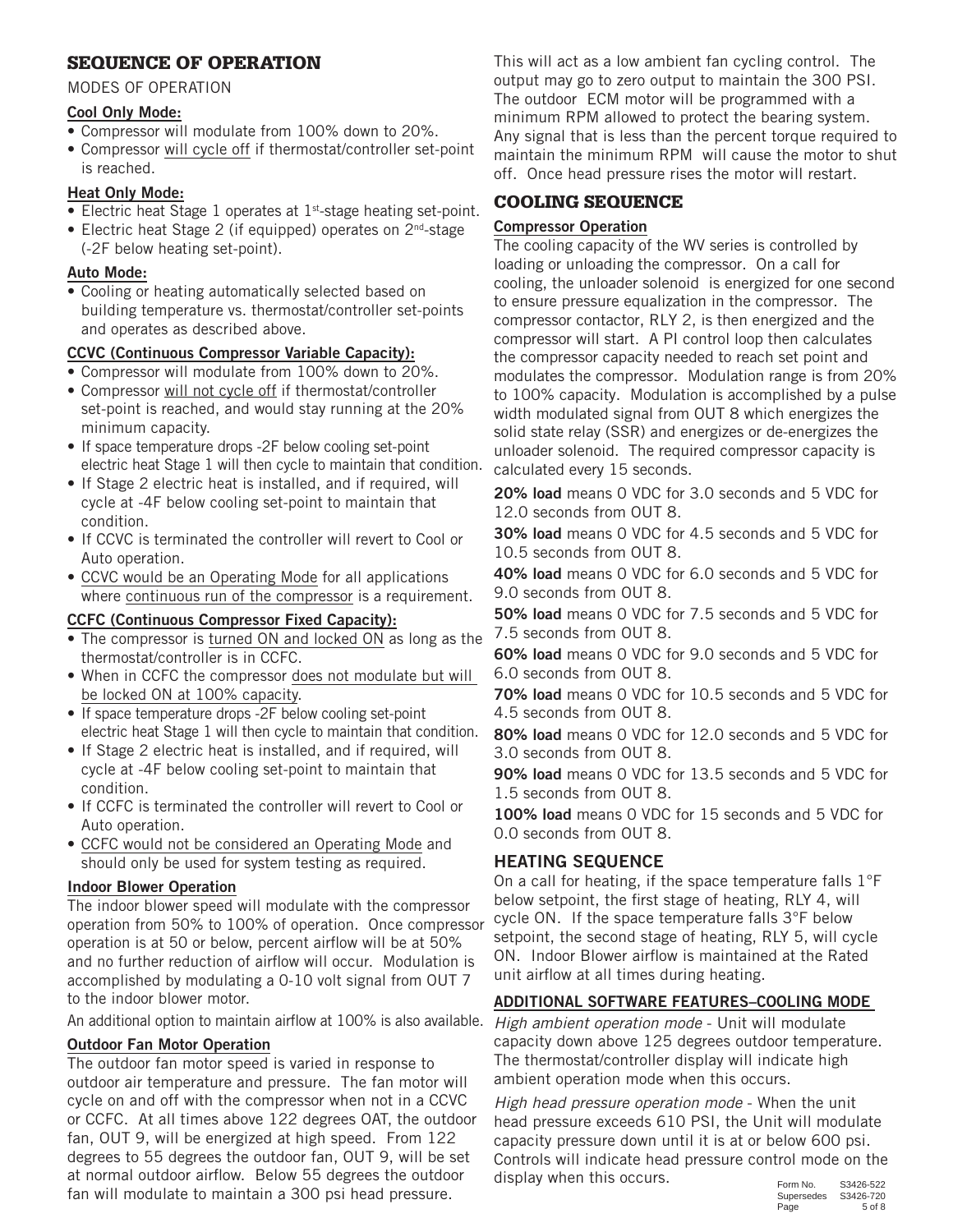## SEQUENCE OF OPERATION

MODES OF OPERATION

**Cool Only Mode:**

- Compressor will modulate from 100% down to 20%.
- Compressor will cycle off if thermostat/controller set-point is reached.

**Heat Only Mode:**

- Electric heat Stage 1 operates at 1st-stage heating set-point.
- Electric heat Stage 2 (if equipped) operates on 2nd-stage (-2F below heating set-point).

**Auto Mode:**

- Cooling or heating automatically selected based on building temperature vs. thermostat/controller set-points and operates as described above.

**CCVC (Continuous Compressor Variable Capacity):**

- Compressor will modulate from 100% down to 20%.
- Compressor will not cycle off if thermostat/controller set-point is reached, and would stay running at the 20% minimum capacity.
- If space temperature drops -2F below cooling set-point electric heat Stage 1 will then cycle to maintain that condition.
- If Stage 2 electric heat is installed, and if required, will cycle at -4F below cooling set-point to maintain that condition.
- If CCVC is terminated the controller will revert to Cool or Auto operation.
- CCVC would be an Operating Mode for all applications where continuous run of the compressor is a requirement.

**CCFC (Continuous Compressor Fixed Capacity):**

- The compressor is turned ON and locked ON as long as the thermostat/controller is in CCFC.
- When in CCFC the compressor does not modulate but will be locked ON at 100% capacity.
- If space temperature drops -2F below cooling set-point electric heat Stage 1 will then cycle to maintain that condition.
- If Stage 2 electric heat is installed, and if required, will cycle at -4F below cooling set-point to maintain that condition.
- If CCFC is terminated the controller will revert to Cool or Auto operation.
- CCFC would not be considered an Operating Mode and should only be used for system testing as required.

**Indoor Blower Operation**

The indoor blower speed will modulate with the compressor operation from 50% to 100% of operation. Once compressor operation is at 50 or below, percent airflow will be at 50% and no further reduction of airflow will occur. Modulation is accomplished by modulating a 0-10 volt signal from OUT 7 to the indoor blower motor.

An additional option to maintain airflow at 100% is also available.

**Outdoor Fan Motor Operation**

The outdoor fan motor speed is varied in response to outdoor air temperature and pressure. The fan motor will cycle on and off with the compressor when not in a CCVC or CCFC. At all times above 122 degrees OAT, the outdoor fan, OUT 9, will be energized at high speed. From 122 degrees to 55 degrees the outdoor fan, OUT 9, will be set at normal outdoor airflow. Below 55 degrees the outdoor fan will modulate to maintain a 300 psi head pressure. This will act as a low ambient fan cycling control. The output may go to zero output to maintain the 300 PSI. The outdoor ECM motor will be programmed with a minimum RPM allowed to protect the bearing system. Any signal that is less than the percent torque required to maintain the minimum RPM will cause the motor to shut off. Once head pressure rises the motor will restart.

## COOLING SEQUENCE

**Compressor Operation**

The cooling capacity of the WV series is controlled by loading or unloading the compressor. On a call for cooling, the unloader solenoid is energized for one second to ensure pressure equalization in the compressor. The compressor contactor, RLY 2, is then energized and the compressor will start. A PI control loop then calculates the compressor capacity needed to reach set point and modulates the compressor. Modulation range is from 20% to 100% capacity. Modulation is accomplished by a pulse width modulated signal from OUT 8 which energizes the solid state relay (SSR) and energizes or de-energizes the unloader solenoid. The required compressor capacity is calculated every 15 seconds.

**20% load** means 0 VDC for 3.0 seconds and 5 VDC for 12.0 seconds from OUT 8.

**30% load** means 0 VDC for 4.5 seconds and 5 VDC for 10.5 seconds from OUT 8.

**40% load** means 0 VDC for 6.0 seconds and 5 VDC for 9.0 seconds from OUT 8.

**50% load** means 0 VDC for 7.5 seconds and 5 VDC for 7.5 seconds from OUT 8.

**60% load** means 0 VDC for 9.0 seconds and 5 VDC for 6.0 seconds from OUT 8.

**70% load** means 0 VDC for 10.5 seconds and 5 VDC for 4.5 seconds from OUT 8.

**80% load** means 0 VDC for 12.0 seconds and 5 VDC for 3.0 seconds from OUT 8.

**90% load** means 0 VDC for 13.5 seconds and 5 VDC for 1.5 seconds from OUT 8.

**100% load** means 0 VDC for 15 seconds and 5 VDC for 0.0 seconds from OUT 8.

## HEATING SEQUENCE

On a call for heating, if the space temperature falls 1°F below setpoint, the first stage of heating, RLY 4, will cycle ON. If the space temperature falls 3°F below setpoint, the second stage of heating, RLY 5, will cycle ON. Indoor Blower airflow is maintained at the Rated unit airflow at all times during heating.

**ADDITIONAL SOFTWARE FEATURES–COOLING MODE**

*High ambient operation mode* - Unit will modulate capacity down above 125 degrees outdoor temperature. The thermostat/controller display will indicate high ambient operation mode when this occurs.

*High head pressure operation mode* - When the unit head pressure exceeds 610 PSI, the Unit will modulate capacity pressure down until it is at or below 600 psi. Controls will indicate head pressure control mode on the display when this occurs.

Form No. S3426-522
Supersedes S3426-720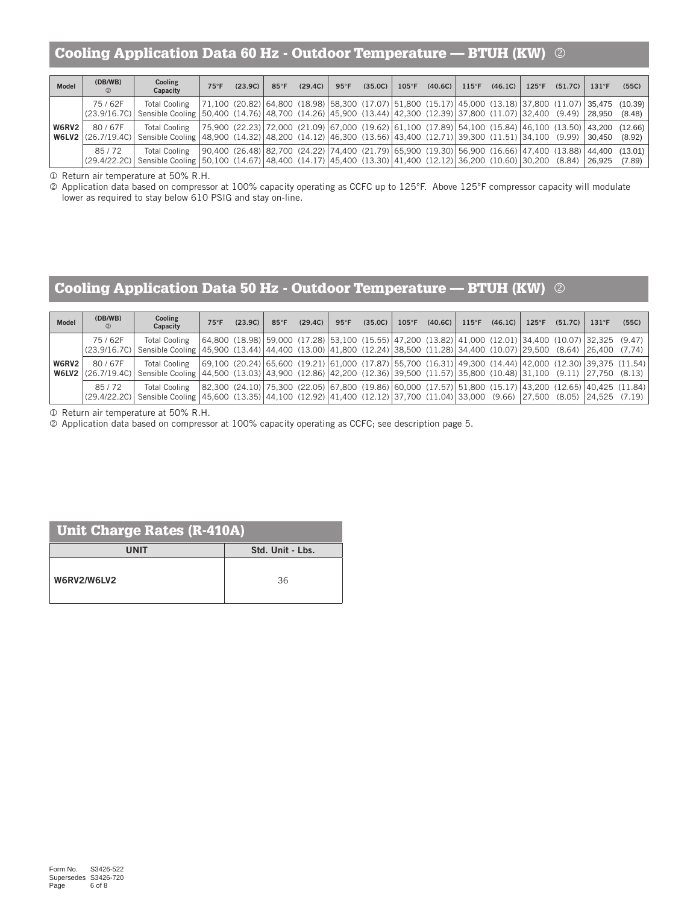## Cooling Application Data 60 Hz - Outdoor Temperature — BTUH (KW) ②

| Model | (DB/WB) ① | Cooling Capacity | 75°F | (23.9C) | 85°F | (29.4C) | 95°F | (35.0C) | 105°F | (40.6C) | 115°F | (46.1C) | 125°F | (51.7C) | 131°F | (55C) |
|---|---|---|---|---|---|---|---|---|---|---|---|---|---|---|---|---|
| W6RV2 W6LV2 | 75 / 62F (23.9/16.7C) | Total Cooling | 71,100 | (20.82) | 64,800 | (18.98) | 58,300 | (17.07) | 51,800 | (15.17) | 45,000 | (13.18) | 37,800 | (11.07) | 35,475 | (10.39) |
| | | Sensible Cooling | 50,400 | (14.76) | 48,700 | (14.26) | 45,900 | (13.44) | 42,300 | (12.39) | 37,800 | (11.07) | 32,400 | (9.49) | 28,950 | (8.48) |
| | 80 / 67F (26.7/19.4C) | Total Cooling | 75,900 | (22.23) | 72,000 | (21.09) | 67,000 | (19.62) | 61,100 | (17.89) | 54,100 | (15.84) | 46,100 | (13.50) | 43,200 | (12.66) |
| | | Sensible Cooling | 48,900 | (14.32) | 48,200 | (14.12) | 46,300 | (13.56) | 43,400 | (12.71) | 39,300 | (11.51) | 34,100 | (9.99) | 30,450 | (8.92) |
| | 85 / 72 (29.4/22.2C) | Total Cooling | 90,400 | (26.48) | 82,700 | (24.22) | 74,400 | (21.79) | 65,900 | (19.30) | 56,900 | (16.66) | 47,400 | (13.88) | 44,400 | (13.01) |
| | | Sensible Cooling | 50,100 | (14.67) | 48,400 | (14.17) | 45,400 | (13.30) | 41,400 | (12.12) | 36,200 | (10.60) | 30,200 | (8.84) | 26,925 | (7.89) |

① Return air temperature at 50% R.H.

② Application data based on compressor at 100% capacity operating as CCFC up to 125°F. Above 125°F compressor capacity will modulate lower as required to stay below 610 PSIG and stay on-line.

## Cooling Application Data 50 Hz - Outdoor Temperature — BTUH (KW) ②

| Model | (DB/WB) ① | Cooling Capacity | 75°F | (23.9C) | 85°F | (29.4C) | 95°F | (35.0C) | 105°F | (40.6C) | 115°F | (46.1C) | 125°F | (51.7C) | 131°F | (55C) |
|---|---|---|---|---|---|---|---|---|---|---|---|---|---|---|---|---|
| W6RV2 W6LV2 | 75 / 62F (23.9/16.7C) | Total Cooling | 64,800 | (18.98) | 59,000 | (17.28) | 53,100 | (15.55) | 47,200 | (13.82) | 41,000 | (12.01) | 34,400 | (10.07) | 32,325 | (9.47) |
| | | Sensible Cooling | 45,900 | (13.44) | 44,400 | (13.00) | 41,800 | (12.24) | 38,500 | (11.28) | 34,400 | (10.07) | 29,500 | (8.64) | 26,400 | (7.74) |
| | 80 / 67F (26.7/19.4C) | Total Cooling | 69,100 | (20.24) | 65,600 | (19.21) | 61,000 | (17.87) | 55,700 | (16.31) | 49,300 | (14.44) | 42,000 | (12.30) | 39,375 | (11.54) |
| | | Sensible Cooling | 44,500 | (13.03) | 43,900 | (12.86) | 42,200 | (12.36) | 39,500 | (11.57) | 35,800 | (10.48) | 31,100 | (9.11) | 27,750 | (8.13) |
| | 85 / 72 (29.4/22.2C) | Total Cooling | 82,300 | (24.10) | 75,300 | (22.05) | 67,800 | (19.86) | 60,000 | (17.57) | 51,800 | (15.17) | 43,200 | (12.65) | 40,425 | (11.84) |
| | | Sensible Cooling | 45,600 | (13.35) | 44,100 | (12.92) | 41,400 | (12.12) | 37,700 | (11.04) | 33,000 | (9.66) | 27,500 | (8.05) | 24,525 | (7.19) |

① Return air temperature at 50% R.H.

② Application data based on compressor at 100% capacity operating as CCFC; see description page 5.

## Unit Charge Rates (R-410A)

| UNIT | Std. Unit - Lbs. |
|---|---|
| W6RV2/W6LV2 | 36 |

Form No. S3426-522
Supersedes S3426-720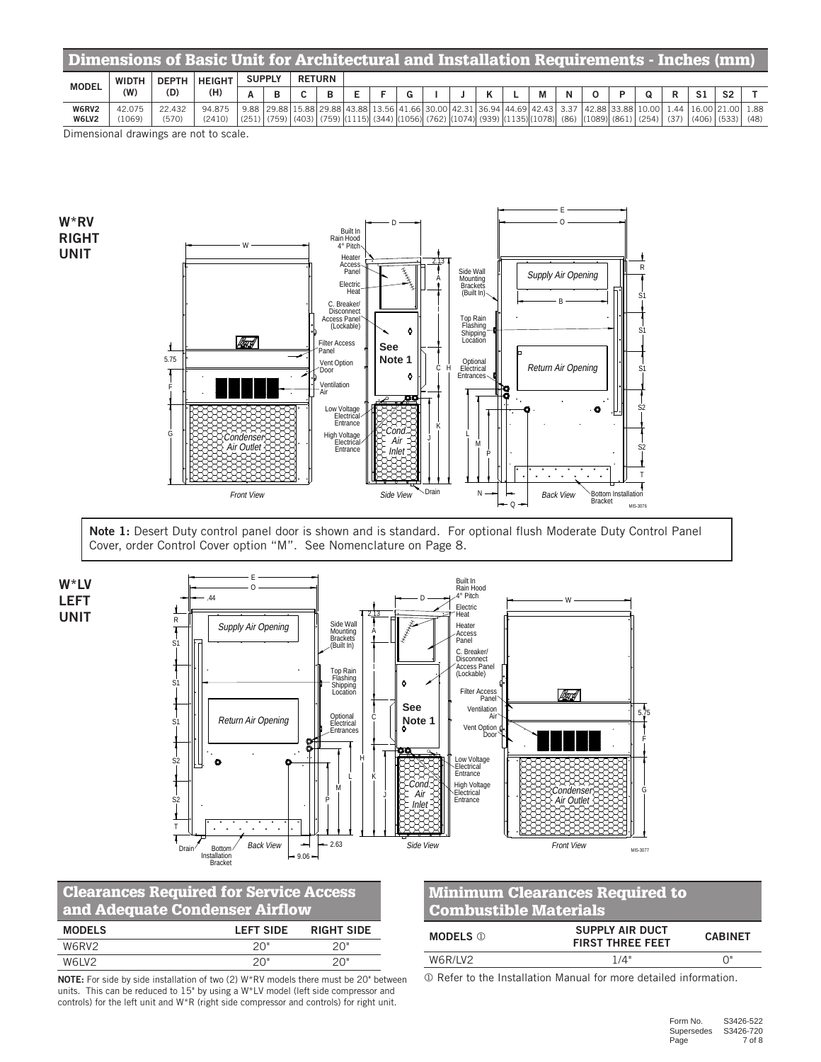## Dimensions of Basic Unit for Architectural and Installation Requirements - Inches (mm)

| MODEL | WIDTH (W) | DEPTH (D) | HEIGHT (H) | SUPPLY | | RETURN | | | | | | | | | | | | | | | | | |
|---|---|---|---|---|---|---|---|---|---|---|---|---|---|---|---|---|---|---|---|---|---|---|---|
| | | | | A | B | C | B | E | F | G | I | J | K | L | M | N | O | P | Q | R | S1 | S2 | T |
| W6RV2 W6LV2 | 42.075 (1069) | 22.432 (570) | 94.875 (2410) | 9.88 (251) | 29.88 (759) | 15.88 (403) | 29.88 (759) | 43.88 (1115) | 13.56 (344) | 41.66 (1056) | 30.00 (762) | 42.31 (1074) | 36.94 (939) | 44.69 (1135) | 42.43 (1078) | 3.37 (86) | 42.88 (1089) | 33.88 (861) | 10.00 (254) | 1.44 (37) | 16.00 (406) | 21.00 (533) | 1.88 (48) |

Dimensional drawings are not to scale.

**W*RV RIGHT UNIT**

**Note 1:** Desert Duty control panel door is shown and is standard. For optional flush Moderate Duty Control Panel Cover, order Control Cover option "M". See Nomenclature on Page 8.

**W*LV LEFT UNIT**

## Clearances Required for Service Access and Adequate Condenser Airflow

| MODELS | LEFT SIDE | RIGHT SIDE |
|---|---|---|
| W6RV2 | 20" | 20" |
| W6LV2 | 20" | 20" |

**NOTE:** For side by side installation of two (2) W*RV models there must be 20" between units. This can be reduced to 15" by using a W*LV model (left side compressor and controls) for the left unit and W*R (right side compressor and controls) for right unit.

## Minimum Clearances Required to Combustible Materials

| MODELS ① | SUPPLY AIR DUCT FIRST THREE FEET | CABINET |
|---|---|---|
| W6R/LV2 | 1/4" | 0" |

① Refer to the Installation Manual for more detailed information.

Form No. S3426-522
Supersedes S3426-720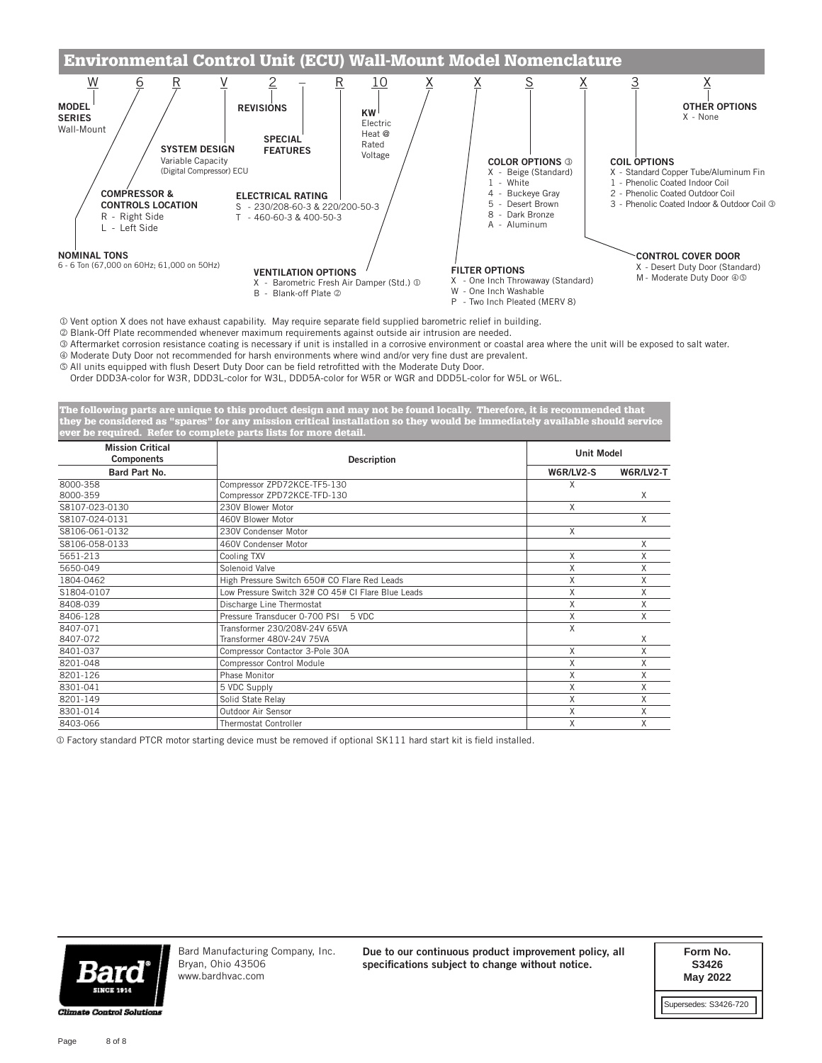## Environmental Control Unit (ECU) Wall-Mount Model Nomenclature

W 6 R V 2 – R 10 X X S X 3 X

**MODEL SERIES**
Wall-Mount

**NOMINAL TONS**
6 - 6 Ton (67,000 on 60Hz; 61,000 on 50Hz)

**COMPRESSOR & CONTROLS LOCATION**
R - Right Side
L - Left Side

**SYSTEM DESIGN**
Variable Capacity (Digital Compressor) ECU

**REVISIONS**

**SPECIAL FEATURES**

**ELECTRICAL RATING**
S - 230/208-60-3 & 220/200-50-3
T - 460-60-3 & 400-50-3

**KW**
Electric Heat @ Rated Voltage

**VENTILATION OPTIONS**
X - Barometric Fresh Air Damper (Std.) ①
B - Blank-off Plate ②

**FILTER OPTIONS**
X - One Inch Throwaway (Standard)
W - One Inch Washable
P - Two Inch Pleated (MERV 8)

**COLOR OPTIONS** ③
X - Beige (Standard)
1 - White
4 - Buckeye Gray
5 - Desert Brown
8 - Dark Bronze
A - Aluminum

**CONTROL COVER DOOR**
X - Desert Duty Door (Standard)
M - Moderate Duty Door ④⑤

**COIL OPTIONS**
X - Standard Copper Tube/Aluminum Fin
1 - Phenolic Coated Indoor Coil
2 - Phenolic Coated Outdoor Coil
3 - Phenolic Coated Indoor & Outdoor Coil ③

**OTHER OPTIONS**
X - None

① Vent option X does not have exhaust capability. May require separate field supplied barometric relief in building.
② Blank-Off Plate recommended whenever maximum requirements against outside air intrusion are needed.
③ Aftermarket corrosion resistance coating is necessary if unit is installed in a corrosive environment or coastal area where the unit will be exposed to salt water.
④ Moderate Duty Door not recommended for harsh environments where wind and/or very fine dust are prevalent.
⑤ All units equipped with flush Desert Duty Door can be field retrofitted with the Moderate Duty Door.
Order DDD3A-color for W3R, DDD3L-color for W3L, DDD5A-color for W5R or WGR and DDD5L-color for W5L or W6L.

**The following parts are unique to this product design and may not be found locally. Therefore, it is recommended that they be considered as "spares" for any mission critical installation so they would be immediately available should service ever be required. Refer to complete parts lists for more detail.**

| Mission Critical Components | Description | Unit Model | |
|---|---|---|---|
| Bard Part No. | | W6R/LV2-S | W6R/LV2-T |
| 8000-358 | Compressor ZPD72KCE-TF5-130 | X | |
| 8000-359 | Compressor ZPD72KCE-TFD-130 | | X |
| S8107-023-0130 | 230V Blower Motor | X | |
| S8107-024-0131 | 460V Blower Motor | | X |
| S8106-061-0132 | 230V Condenser Motor | X | |
| S8106-058-0133 | 460V Condenser Motor | | X |
| 5651-213 | Cooling TXV | X | X |
| 5650-049 | Solenoid Valve | X | X |
| 1804-0462 | High Pressure Switch 650# CO Flare Red Leads | X | X |
| S1804-0107 | Low Pressure Switch 32# CO 45# CI Flare Blue Leads | X | X |
| 8408-039 | Discharge Line Thermostat | X | X |
| 8406-128 | Pressure Transducer 0-700 PSI 5 VDC | X | X |
| 8407-071 | Transformer 230/208V-24V 65VA | X | |
| 8407-072 | Transformer 480V-24V 75VA | | X |
| 8401-037 | Compressor Contactor 3-Pole 30A | X | X |
| 8201-048 | Compressor Control Module | X | X |
| 8201-126 | Phase Monitor | X | X |
| 8301-041 | 5 VDC Supply | X | X |
| 8201-149 | Solid State Relay | X | X |
| 8301-014 | Outdoor Air Sensor | X | X |
| 8403-066 | Thermostat Controller | X | X |

① Factory standard PTCR motor starting device must be removed if optional SK111 hard start kit is field installed.

Bard Manufacturing Company, Inc.
Bryan, Ohio 43506
www.bardhvac.com

**Due to our continuous product improvement policy, all specifications subject to change without notice.**

**Form No. S3426 May 2022**
Supersedes: S3426-720